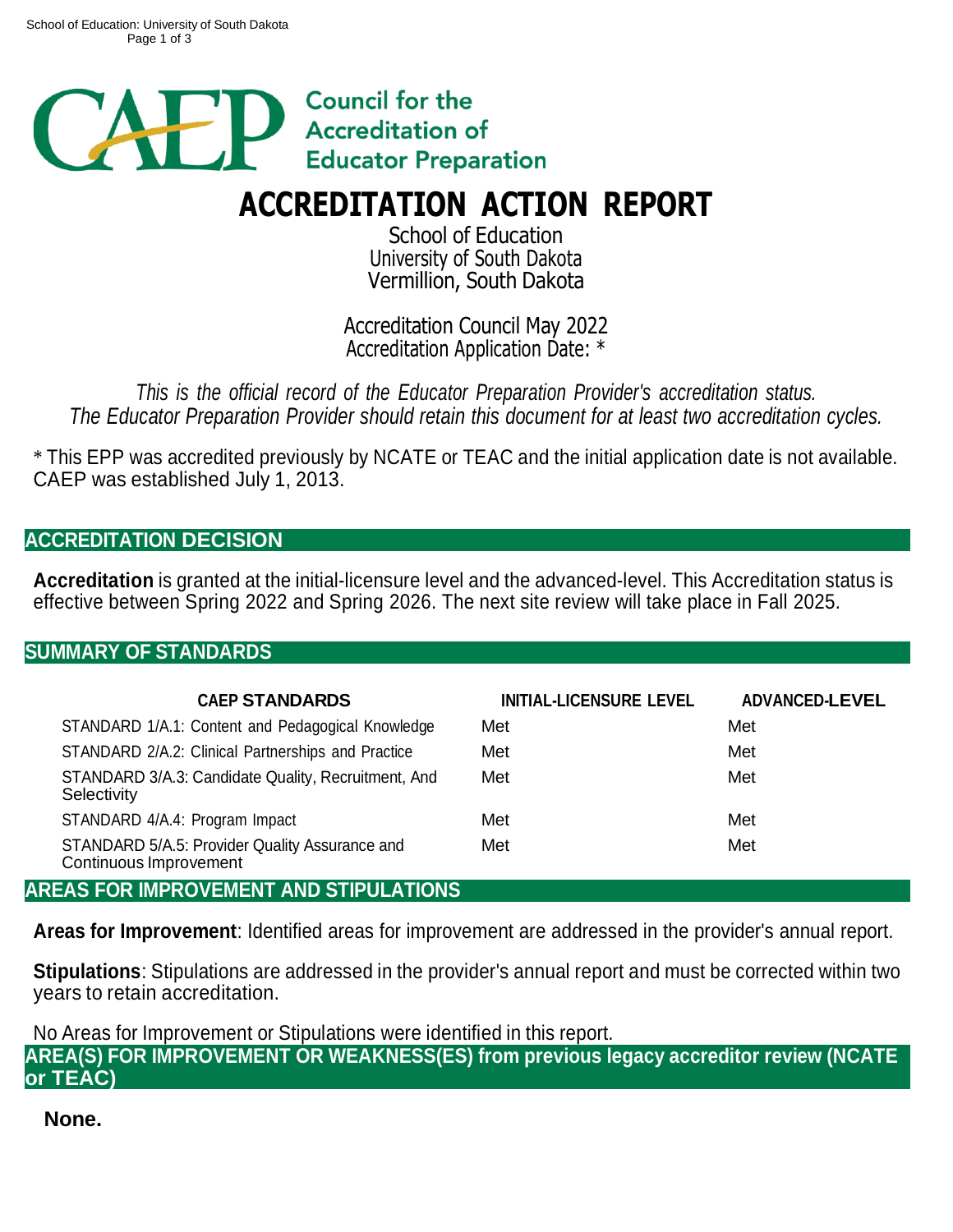Council for the Accreditation of Educator Preparation

# ACCREDITATION ACTION REPORT

School of Education
University of South Dakota
Vermillion, South Dakota

Accreditation Council May 2022
Accreditation Application Date: *

*This is the official record of the Educator Preparation Provider's accreditation status.*
*The Educator Preparation Provider should retain this document for at least two accreditation cycles.*

* This EPP was accredited previously by NCATE or TEAC and the initial application date is not available. CAEP was established July 1, 2013.

## ACCREDITATION DECISION

**Accreditation** is granted at the initial-licensure level and the advanced-level. This Accreditation status is effective between Spring 2022 and Spring 2026. The next site review will take place in Fall 2025.

## SUMMARY OF STANDARDS

| CAEP STANDARDS | INITIAL-LICENSURE LEVEL | ADVANCED-LEVEL |
|---|---|---|
| STANDARD 1/A.1: Content and Pedagogical Knowledge | Met | Met |
| STANDARD 2/A.2: Clinical Partnerships and Practice | Met | Met |
| STANDARD 3/A.3: Candidate Quality, Recruitment, And Selectivity | Met | Met |
| STANDARD 4/A.4: Program Impact | Met | Met |
| STANDARD 5/A.5: Provider Quality Assurance and Continuous Improvement | Met | Met |

## AREAS FOR IMPROVEMENT AND STIPULATIONS

**Areas for Improvement**: Identified areas for improvement are addressed in the provider's annual report.

**Stipulations**: Stipulations are addressed in the provider's annual report and must be corrected within two years to retain accreditation.

No Areas for Improvement or Stipulations were identified in this report.

## AREA(S) FOR IMPROVEMENT OR WEAKNESS(ES) from previous legacy accreditor review (NCATE or TEAC)

**None.**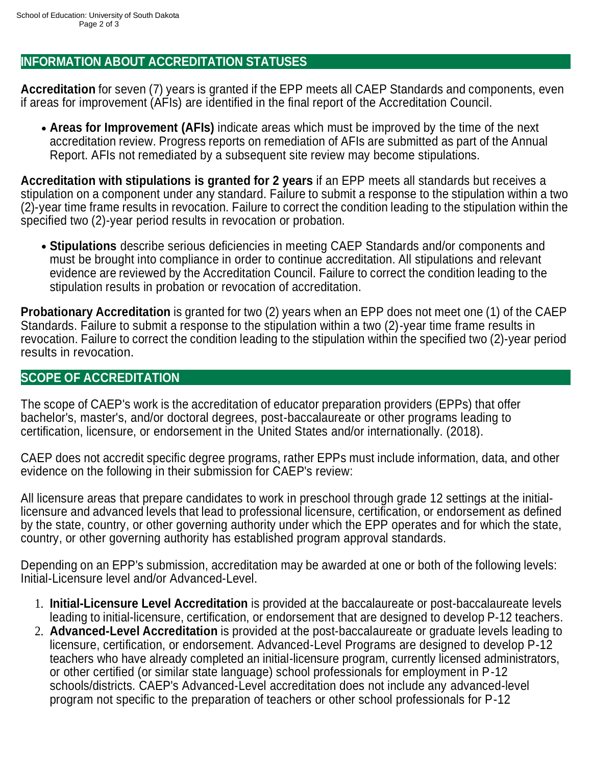## INFORMATION ABOUT ACCREDITATION STATUSES

**Accreditation** for seven (7) years is granted if the EPP meets all CAEP Standards and components, even if areas for improvement (AFIs) are identified in the final report of the Accreditation Council.

- **Areas for Improvement (AFIs)** indicate areas which must be improved by the time of the next accreditation review. Progress reports on remediation of AFIs are submitted as part of the Annual Report. AFIs not remediated by a subsequent site review may become stipulations.

**Accreditation with stipulations is granted for 2 years** if an EPP meets all standards but receives a stipulation on a component under any standard. Failure to submit a response to the stipulation within a two (2)-year time frame results in revocation. Failure to correct the condition leading to the stipulation within the specified two (2)-year period results in revocation or probation.

- **Stipulations** describe serious deficiencies in meeting CAEP Standards and/or components and must be brought into compliance in order to continue accreditation. All stipulations and relevant evidence are reviewed by the Accreditation Council. Failure to correct the condition leading to the stipulation results in probation or revocation of accreditation.

**Probationary Accreditation** is granted for two (2) years when an EPP does not meet one (1) of the CAEP Standards. Failure to submit a response to the stipulation within a two (2)-year time frame results in revocation. Failure to correct the condition leading to the stipulation within the specified two (2)-year period results in revocation.

## SCOPE OF ACCREDITATION

The scope of CAEP's work is the accreditation of educator preparation providers (EPPs) that offer bachelor's, master's, and/or doctoral degrees, post-baccalaureate or other programs leading to certification, licensure, or endorsement in the United States and/or internationally. (2018).

CAEP does not accredit specific degree programs, rather EPPs must include information, data, and other evidence on the following in their submission for CAEP's review:

All licensure areas that prepare candidates to work in preschool through grade 12 settings at the initial-licensure and advanced levels that lead to professional licensure, certification, or endorsement as defined by the state, country, or other governing authority under which the EPP operates and for which the state, country, or other governing authority has established program approval standards.

Depending on an EPP's submission, accreditation may be awarded at one or both of the following levels: Initial-Licensure level and/or Advanced-Level.

1. **Initial-Licensure Level Accreditation** is provided at the baccalaureate or post-baccalaureate levels leading to initial-licensure, certification, or endorsement that are designed to develop P-12 teachers.
2. **Advanced-Level Accreditation** is provided at the post-baccalaureate or graduate levels leading to licensure, certification, or endorsement. Advanced-Level Programs are designed to develop P-12 teachers who have already completed an initial-licensure program, currently licensed administrators, or other certified (or similar state language) school professionals for employment in P-12 schools/districts. CAEP's Advanced-Level accreditation does not include any advanced-level program not specific to the preparation of teachers or other school professionals for P-12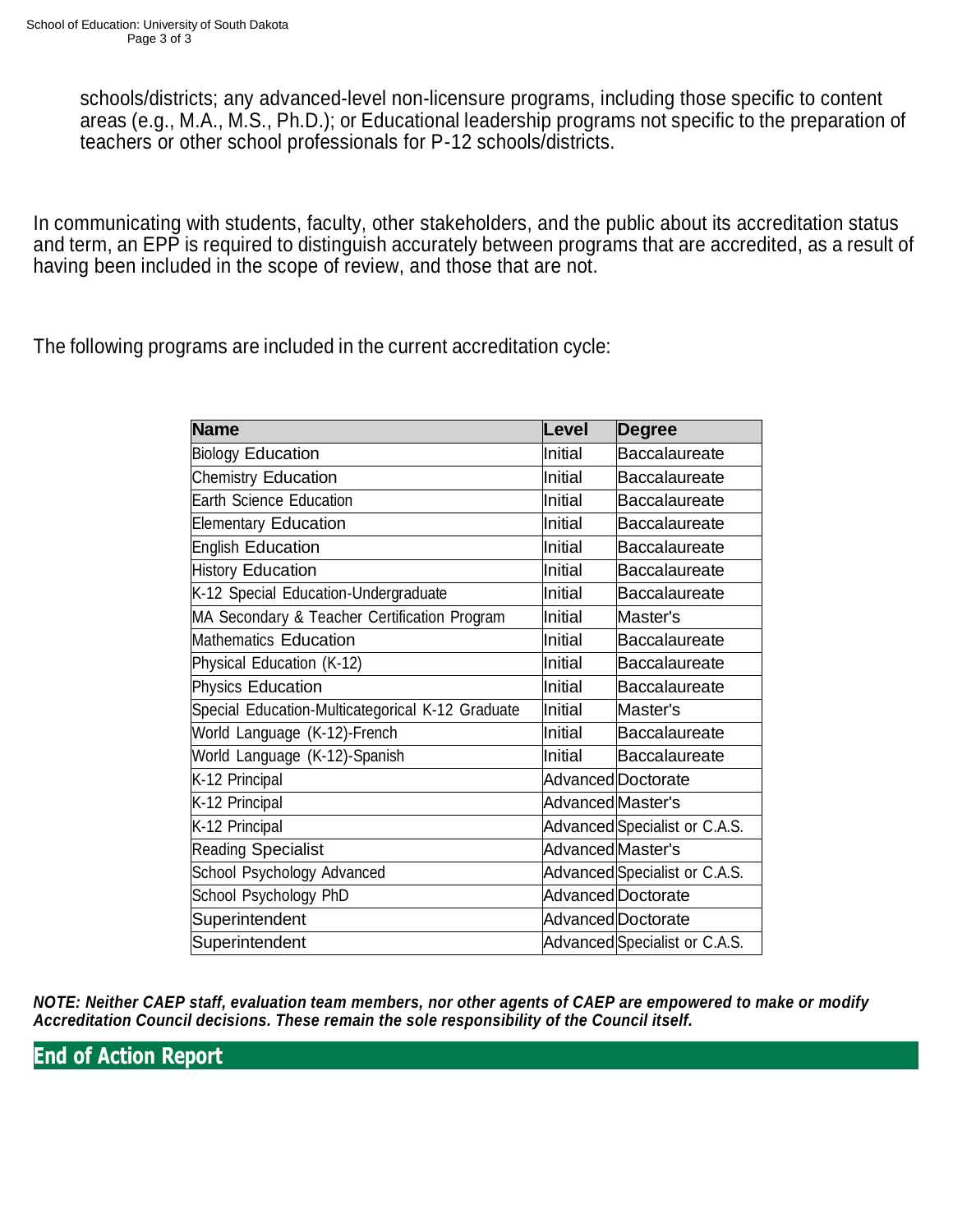schools/districts; any advanced-level non-licensure programs, including those specific to content areas (e.g., M.A., M.S., Ph.D.); or Educational leadership programs not specific to the preparation of teachers or other school professionals for P-12 schools/districts.

In communicating with students, faculty, other stakeholders, and the public about its accreditation status and term, an EPP is required to distinguish accurately between programs that are accredited, as a result of having been included in the scope of review, and those that are not.

The following programs are included in the current accreditation cycle:

| Name | Level | Degree |
|---|---|---|
| Biology Education | Initial | Baccalaureate |
| Chemistry Education | Initial | Baccalaureate |
| Earth Science Education | Initial | Baccalaureate |
| Elementary Education | Initial | Baccalaureate |
| English Education | Initial | Baccalaureate |
| History Education | Initial | Baccalaureate |
| K-12 Special Education-Undergraduate | Initial | Baccalaureate |
| MA Secondary & Teacher Certification Program | Initial | Master's |
| Mathematics Education | Initial | Baccalaureate |
| Physical Education (K-12) | Initial | Baccalaureate |
| Physics Education | Initial | Baccalaureate |
| Special Education-Multicategorical K-12 Graduate | Initial | Master's |
| World Language (K-12)-French | Initial | Baccalaureate |
| World Language (K-12)-Spanish | Initial | Baccalaureate |
| K-12 Principal | Advanced | Doctorate |
| K-12 Principal | Advanced | Master's |
| K-12 Principal | Advanced | Specialist or C.A.S. |
| Reading Specialist | Advanced | Master's |
| School Psychology Advanced | Advanced | Specialist or C.A.S. |
| School Psychology PhD | Advanced | Doctorate |
| Superintendent | Advanced | Doctorate |
| Superintendent | Advanced | Specialist or C.A.S. |

***NOTE: Neither CAEP staff, evaluation team members, nor other agents of CAEP are empowered to make or modify Accreditation Council decisions. These remain the sole responsibility of the Council itself.***

## End of Action Report